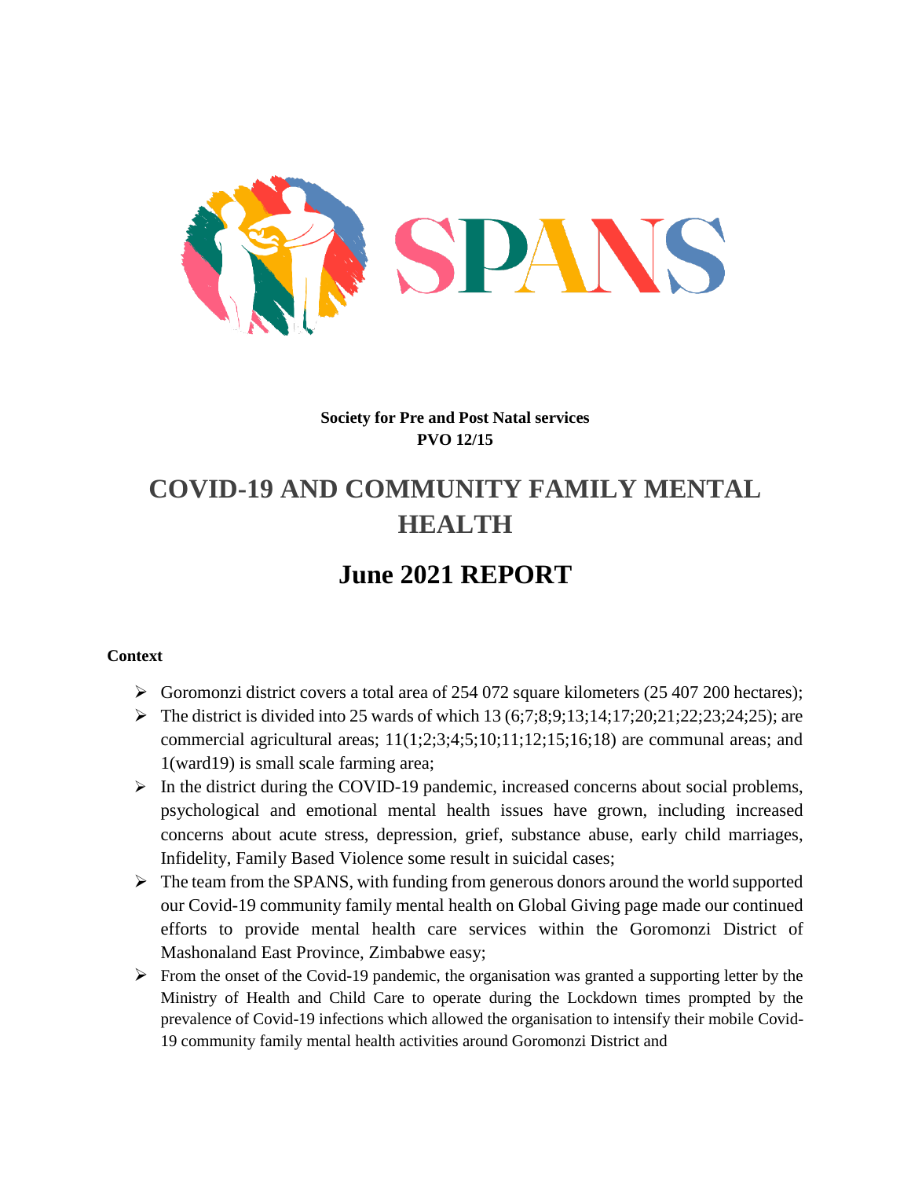SPANS

**Society for Pre and Post Natal services**
**PVO 12/15**

# COVID-19 AND COMMUNITY FAMILY MENTAL HEALTH

# June 2021 REPORT

**Context**

- Goromonzi district covers a total area of 254 072 square kilometers (25 407 200 hectares);
- The district is divided into 25 wards of which 13 (6;7;8;9;13;14;17;20;21;22;23;24;25); are commercial agricultural areas; 11(1;2;3;4;5;10;11;12;15;16;18) are communal areas; and 1(ward19) is small scale farming area;
- In the district during the COVID-19 pandemic, increased concerns about social problems, psychological and emotional mental health issues have grown, including increased concerns about acute stress, depression, grief, substance abuse, early child marriages, Infidelity, Family Based Violence some result in suicidal cases;
- The team from the SPANS, with funding from generous donors around the world supported our Covid-19 community family mental health on Global Giving page made our continued efforts to provide mental health care services within the Goromonzi District of Mashonaland East Province, Zimbabwe easy;
- From the onset of the Covid-19 pandemic, the organisation was granted a supporting letter by the Ministry of Health and Child Care to operate during the Lockdown times prompted by the prevalence of Covid-19 infections which allowed the organisation to intensify their mobile Covid-19 community family mental health activities around Goromonzi District and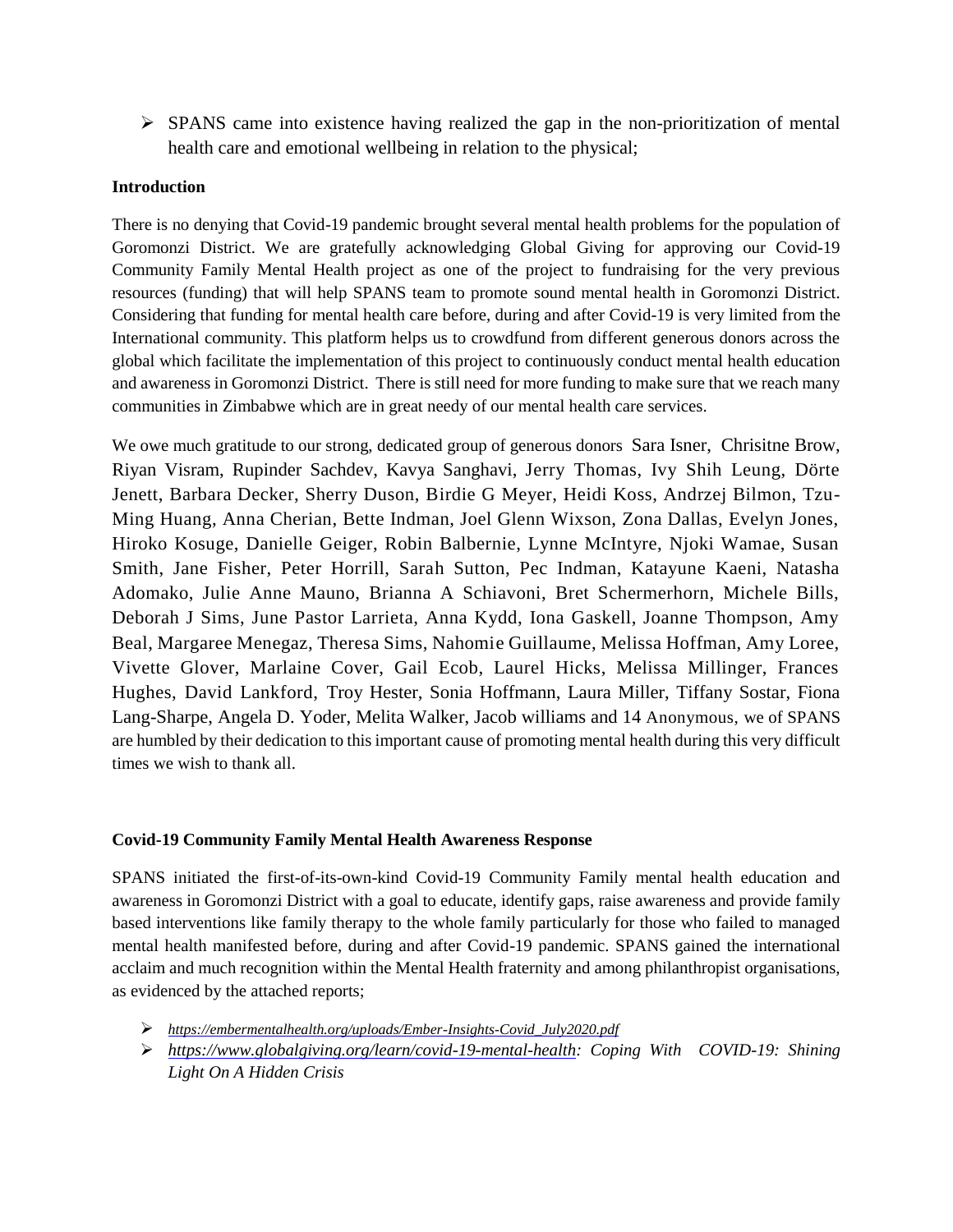- SPANS came into existence having realized the gap in the non-prioritization of mental health care and emotional wellbeing in relation to the physical;

**Introduction**

There is no denying that Covid-19 pandemic brought several mental health problems for the population of Goromonzi District. We are gratefully acknowledging Global Giving for approving our Covid-19 Community Family Mental Health project as one of the project to fundraising for the very previous resources (funding) that will help SPANS team to promote sound mental health in Goromonzi District. Considering that funding for mental health care before, during and after Covid-19 is very limited from the International community. This platform helps us to crowdfund from different generous donors across the global which facilitate the implementation of this project to continuously conduct mental health education and awareness in Goromonzi District. There is still need for more funding to make sure that we reach many communities in Zimbabwe which are in great needy of our mental health care services.

We owe much gratitude to our strong, dedicated group of generous donors Sara Isner, Chrisitne Brow, Riyan Visram, Rupinder Sachdev, Kavya Sanghavi, Jerry Thomas, Ivy Shih Leung, Dörte Jenett, Barbara Decker, Sherry Duson, Birdie G Meyer, Heidi Koss, Andrzej Bilmon, Tzu-Ming Huang, Anna Cherian, Bette Indman, Joel Glenn Wixson, Zona Dallas, Evelyn Jones, Hiroko Kosuge, Danielle Geiger, Robin Balbernie, Lynne McIntyre, Njoki Wamae, Susan Smith, Jane Fisher, Peter Horrill, Sarah Sutton, Pec Indman, Katayune Kaeni, Natasha Adomako, Julie Anne Mauno, Brianna A Schiavoni, Bret Schermerhorn, Michele Bills, Deborah J Sims, June Pastor Larrieta, Anna Kydd, Iona Gaskell, Joanne Thompson, Amy Beal, Margaree Menegaz, Theresa Sims, Nahomie Guillaume, Melissa Hoffman, Amy Loree, Vivette Glover, Marlaine Cover, Gail Ecob, Laurel Hicks, Melissa Millinger, Frances Hughes, David Lankford, Troy Hester, Sonia Hoffmann, Laura Miller, Tiffany Sostar, Fiona Lang-Sharpe, Angela D. Yoder, Melita Walker, Jacob williams and 14 Anonymous, we of SPANS are humbled by their dedication to this important cause of promoting mental health during this very difficult times we wish to thank all.

**Covid-19 Community Family Mental Health Awareness Response**

SPANS initiated the first-of-its-own-kind Covid-19 Community Family mental health education and awareness in Goromonzi District with a goal to educate, identify gaps, raise awareness and provide family based interventions like family therapy to the whole family particularly for those who failed to managed mental health manifested before, during and after Covid-19 pandemic. SPANS gained the international acclaim and much recognition within the Mental Health fraternity and among philanthropist organisations, as evidenced by the attached reports;

- *https://embermentalhealth.org/uploads/Ember-Insights-Covid_July2020.pdf*
- *https://www.globalgiving.org/learn/covid-19-mental-health: Coping With COVID-19: Shining Light On A Hidden Crisis*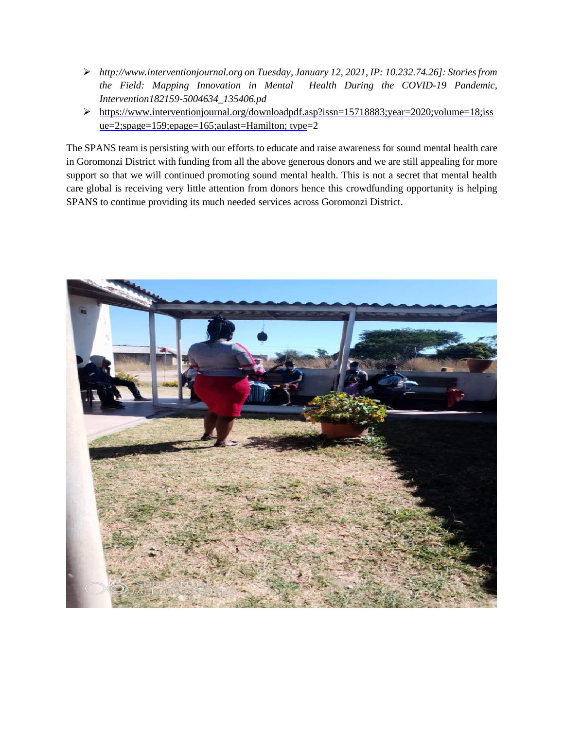- *[http://www.interventionjournal.org](http://www.interventionjournal.org) on Tuesday, January 12, 2021, IP: 10.232.74.26]: Stories from the Field: Mapping Innovation in Mental Health During the COVID-19 Pandemic, Intervention182159-5004634_135406.pd*
- [https://www.interventionjournal.org/downloadpdf.asp?issn=15718883;year=2020;volume=18;issue=2;spage=159;epage=165;aulast=Hamilton; type](https://www.interventionjournal.org/downloadpdf.asp?issn=15718883;year=2020;volume=18;issue=2;spage=159;epage=165;aulast=Hamilton;type)=2

The SPANS team is persisting with our efforts to educate and raise awareness for sound mental health care in Goromonzi District with funding from all the above generous donors and we are still appealing for more support so that we will continued promoting sound mental health. This is not a secret that mental health care global is receiving very little attention from donors hence this crowdfunding opportunity is helping SPANS to continue providing its much needed services across Goromonzi District.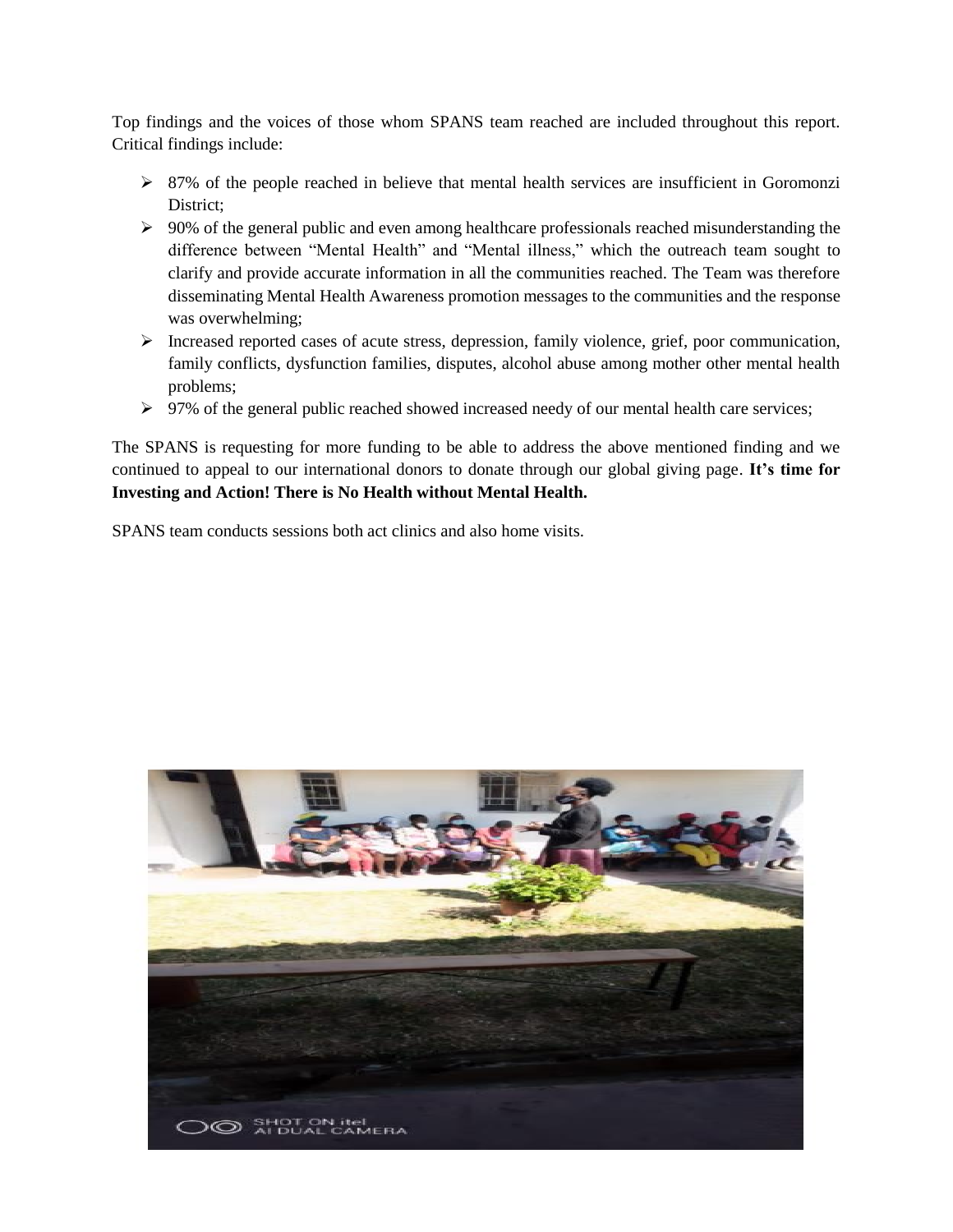Top findings and the voices of those whom SPANS team reached are included throughout this report. Critical findings include:

- 87% of the people reached in believe that mental health services are insufficient in Goromonzi District;
- 90% of the general public and even among healthcare professionals reached misunderstanding the difference between "Mental Health" and "Mental illness," which the outreach team sought to clarify and provide accurate information in all the communities reached. The Team was therefore disseminating Mental Health Awareness promotion messages to the communities and the response was overwhelming;
- Increased reported cases of acute stress, depression, family violence, grief, poor communication, family conflicts, dysfunction families, disputes, alcohol abuse among mother other mental health problems;
- 97% of the general public reached showed increased needy of our mental health care services;

The SPANS is requesting for more funding to be able to address the above mentioned finding and we continued to appeal to our international donors to donate through our global giving page. **It's time for Investing and Action! There is No Health without Mental Health.**

SPANS team conducts sessions both act clinics and also home visits.